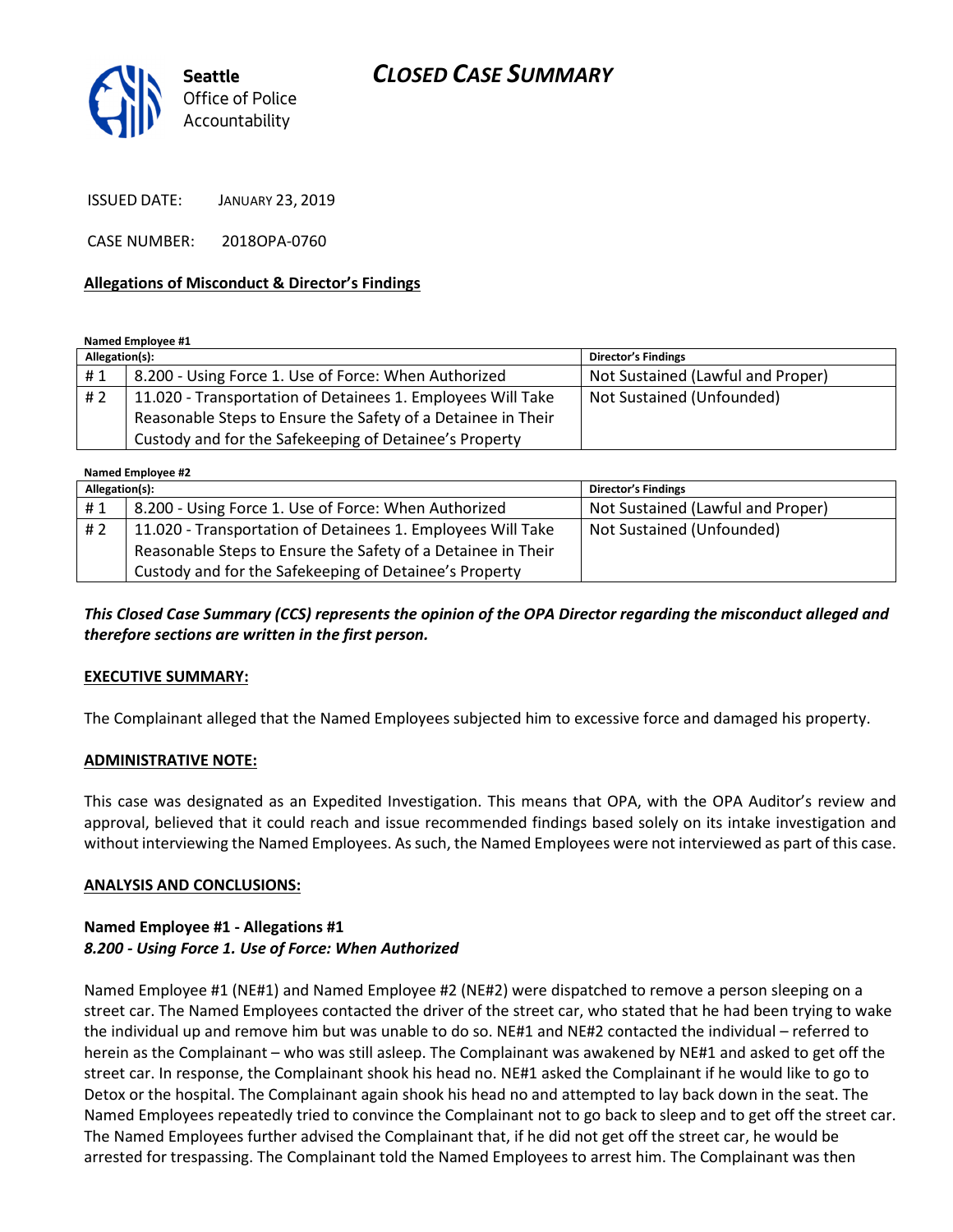# CLOSED CASE SUMMARY

Seattle Office of Police Accountability

ISSUED DATE: JANUARY 23, 2019

CASE NUMBER: 2018OPA-0760

## Allegations of Misconduct & Director's Findings

**Named Employee #1**

| Allegation(s): | | Director's Findings |
|---|---|---|
| # 1 | 8.200 - Using Force 1. Use of Force: When Authorized | Not Sustained (Lawful and Proper) |
| # 2 | 11.020 - Transportation of Detainees 1. Employees Will Take Reasonable Steps to Ensure the Safety of a Detainee in Their Custody and for the Safekeeping of Detainee's Property | Not Sustained (Unfounded) |

**Named Employee #2**

| Allegation(s): | | Director's Findings |
|---|---|---|
| # 1 | 8.200 - Using Force 1. Use of Force: When Authorized | Not Sustained (Lawful and Proper) |
| # 2 | 11.020 - Transportation of Detainees 1. Employees Will Take Reasonable Steps to Ensure the Safety of a Detainee in Their Custody and for the Safekeeping of Detainee's Property | Not Sustained (Unfounded) |

***This Closed Case Summary (CCS) represents the opinion of the OPA Director regarding the misconduct alleged and therefore sections are written in the first person.***

**EXECUTIVE SUMMARY:**

The Complainant alleged that the Named Employees subjected him to excessive force and damaged his property.

**ADMINISTRATIVE NOTE:**

This case was designated as an Expedited Investigation. This means that OPA, with the OPA Auditor's review and approval, believed that it could reach and issue recommended findings based solely on its intake investigation and without interviewing the Named Employees. As such, the Named Employees were not interviewed as part of this case.

**ANALYSIS AND CONCLUSIONS:**

**Named Employee #1 - Allegations #1**
***8.200 - Using Force 1. Use of Force: When Authorized***

Named Employee #1 (NE#1) and Named Employee #2 (NE#2) were dispatched to remove a person sleeping on a street car. The Named Employees contacted the driver of the street car, who stated that he had been trying to wake the individual up and remove him but was unable to do so. NE#1 and NE#2 contacted the individual – referred to herein as the Complainant – who was still asleep. The Complainant was awakened by NE#1 and asked to get off the street car. In response, the Complainant shook his head no. NE#1 asked the Complainant if he would like to go to Detox or the hospital. The Complainant again shook his head no and attempted to lay back down in the seat. The Named Employees repeatedly tried to convince the Complainant not to go back to sleep and to get off the street car. The Named Employees further advised the Complainant that, if he did not get off the street car, he would be arrested for trespassing. The Complainant told the Named Employees to arrest him. The Complainant was then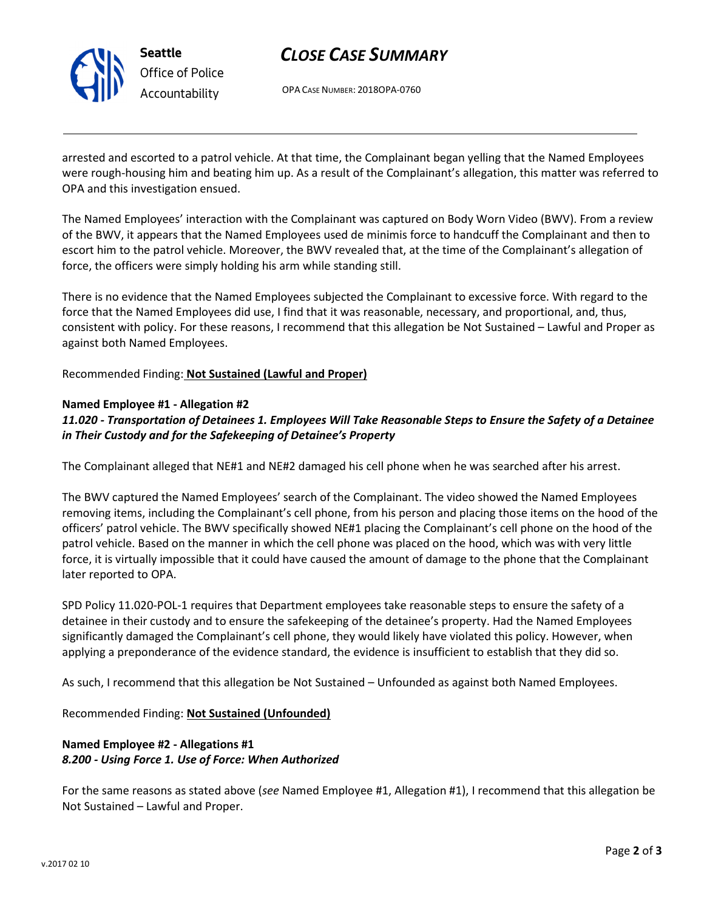arrested and escorted to a patrol vehicle. At that time, the Complainant began yelling that the Named Employees were rough-housing him and beating him up. As a result of the Complainant's allegation, this matter was referred to OPA and this investigation ensued.

The Named Employees' interaction with the Complainant was captured on Body Worn Video (BWV). From a review of the BWV, it appears that the Named Employees used de minimis force to handcuff the Complainant and then to escort him to the patrol vehicle. Moreover, the BWV revealed that, at the time of the Complainant's allegation of force, the officers were simply holding his arm while standing still.

There is no evidence that the Named Employees subjected the Complainant to excessive force. With regard to the force that the Named Employees did use, I find that it was reasonable, necessary, and proportional, and, thus, consistent with policy. For these reasons, I recommend that this allegation be Not Sustained – Lawful and Proper as against both Named Employees.

Recommended Finding: **Not Sustained (Lawful and Proper)**

**Named Employee #1 - Allegation #2**
***11.020 - Transportation of Detainees 1. Employees Will Take Reasonable Steps to Ensure the Safety of a Detainee in Their Custody and for the Safekeeping of Detainee's Property***

The Complainant alleged that NE#1 and NE#2 damaged his cell phone when he was searched after his arrest.

The BWV captured the Named Employees' search of the Complainant. The video showed the Named Employees removing items, including the Complainant's cell phone, from his person and placing those items on the hood of the officers' patrol vehicle. The BWV specifically showed NE#1 placing the Complainant's cell phone on the hood of the patrol vehicle. Based on the manner in which the cell phone was placed on the hood, which was with very little force, it is virtually impossible that it could have caused the amount of damage to the phone that the Complainant later reported to OPA.

SPD Policy 11.020-POL-1 requires that Department employees take reasonable steps to ensure the safety of a detainee in their custody and to ensure the safekeeping of the detainee's property. Had the Named Employees significantly damaged the Complainant's cell phone, they would likely have violated this policy. However, when applying a preponderance of the evidence standard, the evidence is insufficient to establish that they did so.

As such, I recommend that this allegation be Not Sustained – Unfounded as against both Named Employees.

Recommended Finding: **Not Sustained (Unfounded)**

**Named Employee #2 - Allegations #1**
***8.200 - Using Force 1. Use of Force: When Authorized***

For the same reasons as stated above (*see* Named Employee #1, Allegation #1), I recommend that this allegation be Not Sustained – Lawful and Proper.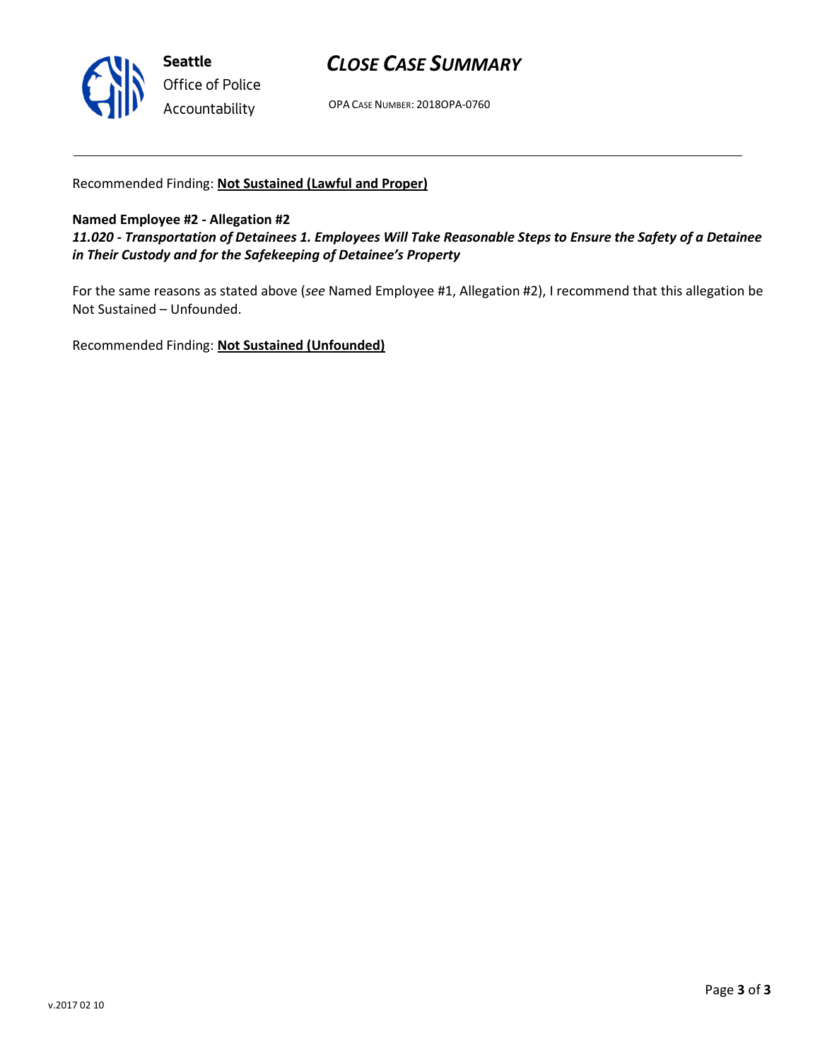Recommended Finding: **Not Sustained (Lawful and Proper)**

**Named Employee #2 - Allegation #2**
***11.020 - Transportation of Detainees 1. Employees Will Take Reasonable Steps to Ensure the Safety of a Detainee in Their Custody and for the Safekeeping of Detainee's Property***

For the same reasons as stated above (*see* Named Employee #1, Allegation #2), I recommend that this allegation be Not Sustained – Unfounded.

Recommended Finding: **Not Sustained (Unfounded)**